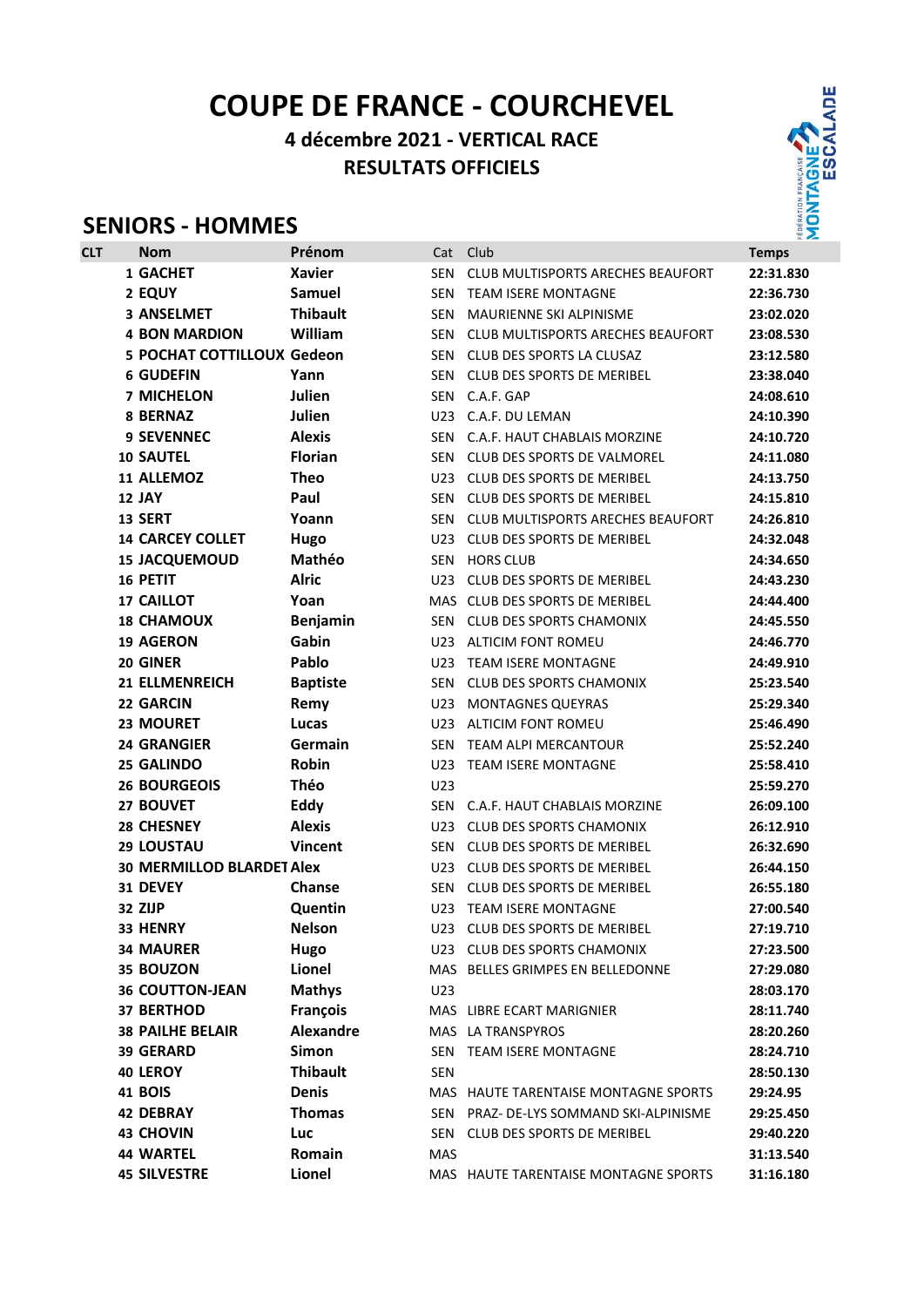# COUPE DE FRANCE - COURCHEVEL

## 4 décembre 2021 - VERTICAL RACE

## RESULTATS OFFICIELS

## SENIORS - HOMMES

| CLT | Nom | Prénom | Cat | Club | Temps |
|---|---|---|---|---|---|
| 1 | GACHET | Xavier | SEN | CLUB MULTISPORTS ARECHES BEAUFORT | 22:31.830 |
| 2 | EQUY | Samuel | SEN | TEAM ISERE MONTAGNE | 22:36.730 |
| 3 | ANSELMET | Thibault | SEN | MAURIENNE SKI ALPINISME | 23:02.020 |
| 4 | BON MARDION | William | SEN | CLUB MULTISPORTS ARECHES BEAUFORT | 23:08.530 |
| 5 | POCHAT COTTILLOUX | Gedeon | SEN | CLUB DES SPORTS LA CLUSAZ | 23:12.580 |
| 6 | GUDEFIN | Yann | SEN | CLUB DES SPORTS DE MERIBEL | 23:38.040 |
| 7 | MICHELON | Julien | SEN | C.A.F. GAP | 24:08.610 |
| 8 | BERNAZ | Julien | U23 | C.A.F. DU LEMAN | 24:10.390 |
| 9 | SEVENNEC | Alexis | SEN | C.A.F. HAUT CHABLAIS MORZINE | 24:10.720 |
| 10 | SAUTEL | Florian | SEN | CLUB DES SPORTS DE VALMOREL | 24:11.080 |
| 11 | ALLEMOZ | Theo | U23 | CLUB DES SPORTS DE MERIBEL | 24:13.750 |
| 12 | JAY | Paul | SEN | CLUB DES SPORTS DE MERIBEL | 24:15.810 |
| 13 | SERT | Yoann | SEN | CLUB MULTISPORTS ARECHES BEAUFORT | 24:26.810 |
| 14 | CARCEY COLLET | Hugo | U23 | CLUB DES SPORTS DE MERIBEL | 24:32.048 |
| 15 | JACQUEMOUD | Mathéo | SEN | HORS CLUB | 24:34.650 |
| 16 | PETIT | Alric | U23 | CLUB DES SPORTS DE MERIBEL | 24:43.230 |
| 17 | CAILLOT | Yoan | MAS | CLUB DES SPORTS DE MERIBEL | 24:44.400 |
| 18 | CHAMOUX | Benjamin | SEN | CLUB DES SPORTS CHAMONIX | 24:45.550 |
| 19 | AGERON | Gabin | U23 | ALTICIM FONT ROMEU | 24:46.770 |
| 20 | GINER | Pablo | U23 | TEAM ISERE MONTAGNE | 24:49.910 |
| 21 | ELLMENREICH | Baptiste | SEN | CLUB DES SPORTS CHAMONIX | 25:23.540 |
| 22 | GARCIN | Remy | U23 | MONTAGNES QUEYRAS | 25:29.340 |
| 23 | MOURET | Lucas | U23 | ALTICIM FONT ROMEU | 25:46.490 |
| 24 | GRANGIER | Germain | SEN | TEAM ALPI MERCANTOUR | 25:52.240 |
| 25 | GALINDO | Robin | U23 | TEAM ISERE MONTAGNE | 25:58.410 |
| 26 | BOURGEOIS | Théo | U23 | | 25:59.270 |
| 27 | BOUVET | Eddy | SEN | C.A.F. HAUT CHABLAIS MORZINE | 26:09.100 |
| 28 | CHESNEY | Alexis | U23 | CLUB DES SPORTS CHAMONIX | 26:12.910 |
| 29 | LOUSTAU | Vincent | SEN | CLUB DES SPORTS DE MERIBEL | 26:32.690 |
| 30 | MERMILLOD BLARDET | Alex | U23 | CLUB DES SPORTS DE MERIBEL | 26:44.150 |
| 31 | DEVEY | Chanse | SEN | CLUB DES SPORTS DE MERIBEL | 26:55.180 |
| 32 | ZIJP | Quentin | U23 | TEAM ISERE MONTAGNE | 27:00.540 |
| 33 | HENRY | Nelson | U23 | CLUB DES SPORTS DE MERIBEL | 27:19.710 |
| 34 | MAURER | Hugo | U23 | CLUB DES SPORTS CHAMONIX | 27:23.500 |
| 35 | BOUZON | Lionel | MAS | BELLES GRIMPES EN BELLEDONNE | 27:29.080 |
| 36 | COUTTON-JEAN | Mathys | U23 | | 28:03.170 |
| 37 | BERTHOD | François | MAS | LIBRE ECART MARIGNIER | 28:11.740 |
| 38 | PAILHE BELAIR | Alexandre | MAS | LA TRANSPYROS | 28:20.260 |
| 39 | GERARD | Simon | SEN | TEAM ISERE MONTAGNE | 28:24.710 |
| 40 | LEROY | Thibault | SEN | | 28:50.130 |
| 41 | BOIS | Denis | MAS | HAUTE TARENTAISE MONTAGNE SPORTS | 29:24.95 |
| 42 | DEBRAY | Thomas | SEN | PRAZ- DE-LYS SOMMAND SKI-ALPINISME | 29:25.450 |
| 43 | CHOVIN | Luc | SEN | CLUB DES SPORTS DE MERIBEL | 29:40.220 |
| 44 | WARTEL | Romain | MAS | | 31:13.540 |
| 45 | SILVESTRE | Lionel | MAS | HAUTE TARENTAISE MONTAGNE SPORTS | 31:16.180 |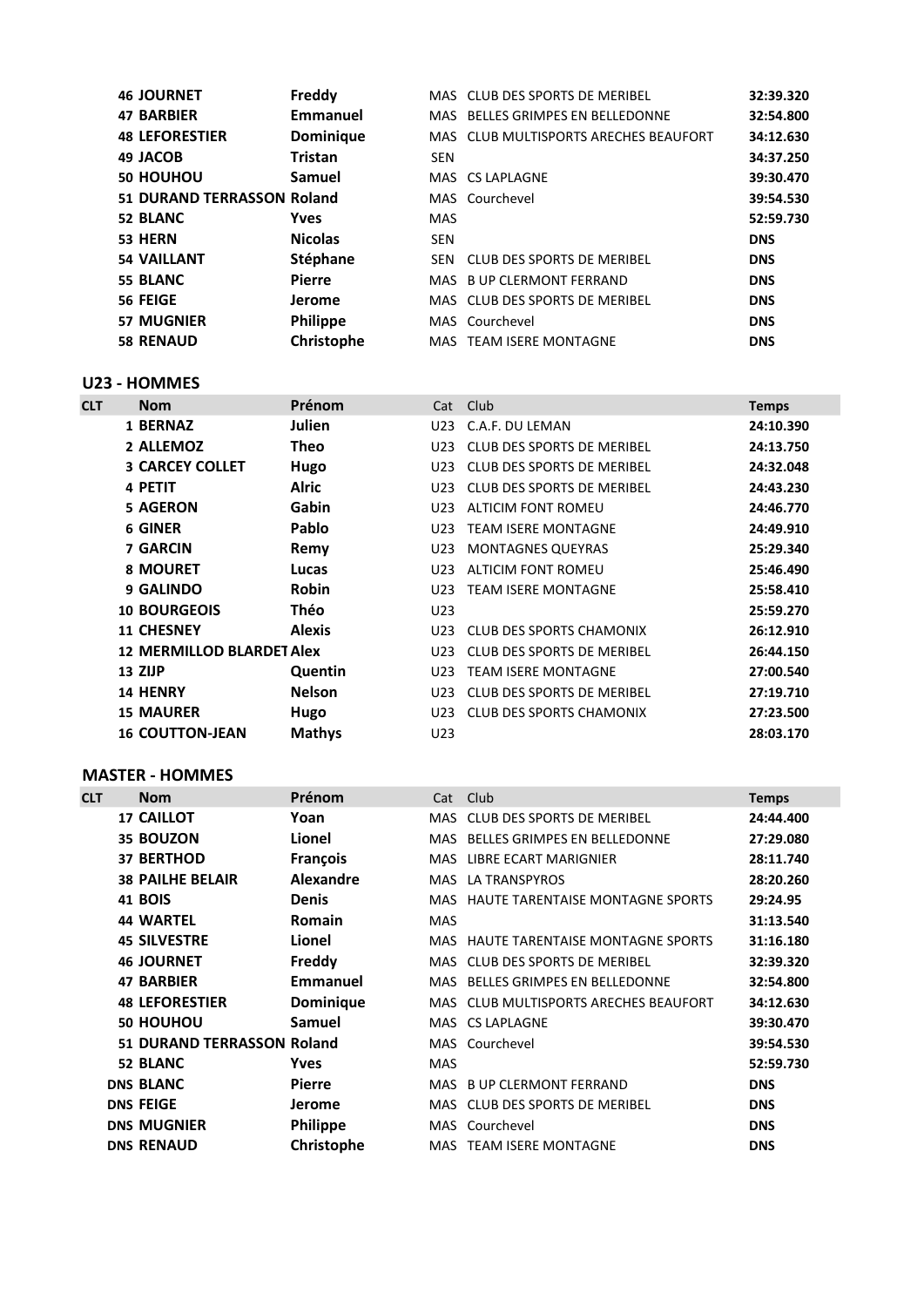| | Nom | Prénom | Cat | Club | Temps |
|---|---|---|---|---|---|
| 46 | JOURNET | Freddy | MAS | CLUB DES SPORTS DE MERIBEL | 32:39.320 |
| 47 | BARBIER | Emmanuel | MAS | BELLES GRIMPES EN BELLEDONNE | 32:54.800 |
| 48 | LEFORESTIER | Dominique | MAS | CLUB MULTISPORTS ARECHES BEAUFORT | 34:12.630 |
| 49 | JACOB | Tristan | SEN | | 34:37.250 |
| 50 | HOUHOU | Samuel | MAS | CS LAPLAGNE | 39:30.470 |
| 51 | DURAND TERRASSON | Roland | MAS | Courchevel | 39:54.530 |
| 52 | BLANC | Yves | MAS | | 52:59.730 |
| 53 | HERN | Nicolas | SEN | | DNS |
| 54 | VAILLANT | Stéphane | SEN | CLUB DES SPORTS DE MERIBEL | DNS |
| 55 | BLANC | Pierre | MAS | B UP CLERMONT FERRAND | DNS |
| 56 | FEIGE | Jerome | MAS | CLUB DES SPORTS DE MERIBEL | DNS |
| 57 | MUGNIER | Philippe | MAS | Courchevel | DNS |
| 58 | RENAUD | Christophe | MAS | TEAM ISERE MONTAGNE | DNS |

## U23 - HOMMES

| CLT | Nom | Prénom | Cat | Club | Temps |
|---|---|---|---|---|---|
| 1 | BERNAZ | Julien | U23 | C.A.F. DU LEMAN | 24:10.390 |
| 2 | ALLEMOZ | Theo | U23 | CLUB DES SPORTS DE MERIBEL | 24:13.750 |
| 3 | CARCEY COLLET | Hugo | U23 | CLUB DES SPORTS DE MERIBEL | 24:32.048 |
| 4 | PETIT | Alric | U23 | CLUB DES SPORTS DE MERIBEL | 24:43.230 |
| 5 | AGERON | Gabin | U23 | ALTICIM FONT ROMEU | 24:46.770 |
| 6 | GINER | Pablo | U23 | TEAM ISERE MONTAGNE | 24:49.910 |
| 7 | GARCIN | Remy | U23 | MONTAGNES QUEYRAS | 25:29.340 |
| 8 | MOURET | Lucas | U23 | ALTICIM FONT ROMEU | 25:46.490 |
| 9 | GALINDO | Robin | U23 | TEAM ISERE MONTAGNE | 25:58.410 |
| 10 | BOURGEOIS | Théo | U23 | | 25:59.270 |
| 11 | CHESNEY | Alexis | U23 | CLUB DES SPORTS CHAMONIX | 26:12.910 |
| 12 | MERMILLOD BLARDET | Alex | U23 | CLUB DES SPORTS DE MERIBEL | 26:44.150 |
| 13 | ZIJP | Quentin | U23 | TEAM ISERE MONTAGNE | 27:00.540 |
| 14 | HENRY | Nelson | U23 | CLUB DES SPORTS DE MERIBEL | 27:19.710 |
| 15 | MAURER | Hugo | U23 | CLUB DES SPORTS CHAMONIX | 27:23.500 |
| 16 | COUTTON-JEAN | Mathys | U23 | | 28:03.170 |

## MASTER - HOMMES

| CLT | Nom | Prénom | Cat | Club | Temps |
|---|---|---|---|---|---|
| 17 | CAILLOT | Yoan | MAS | CLUB DES SPORTS DE MERIBEL | 24:44.400 |
| 35 | BOUZON | Lionel | MAS | BELLES GRIMPES EN BELLEDONNE | 27:29.080 |
| 37 | BERTHOD | François | MAS | LIBRE ECART MARIGNIER | 28:11.740 |
| 38 | PAILHE BELAIR | Alexandre | MAS | LA TRANSPYROS | 28:20.260 |
| 41 | BOIS | Denis | MAS | HAUTE TARENTAISE MONTAGNE SPORTS | 29:24.95 |
| 44 | WARTEL | Romain | MAS | | 31:13.540 |
| 45 | SILVESTRE | Lionel | MAS | HAUTE TARENTAISE MONTAGNE SPORTS | 31:16.180 |
| 46 | JOURNET | Freddy | MAS | CLUB DES SPORTS DE MERIBEL | 32:39.320 |
| 47 | BARBIER | Emmanuel | MAS | BELLES GRIMPES EN BELLEDONNE | 32:54.800 |
| 48 | LEFORESTIER | Dominique | MAS | CLUB MULTISPORTS ARECHES BEAUFORT | 34:12.630 |
| 50 | HOUHOU | Samuel | MAS | CS LAPLAGNE | 39:30.470 |
| 51 | DURAND TERRASSON | Roland | MAS | Courchevel | 39:54.530 |
| 52 | BLANC | Yves | MAS | | 52:59.730 |
| DNS | BLANC | Pierre | MAS | B UP CLERMONT FERRAND | DNS |
| DNS | FEIGE | Jerome | MAS | CLUB DES SPORTS DE MERIBEL | DNS |
| DNS | MUGNIER | Philippe | MAS | Courchevel | DNS |
| DNS | RENAUD | Christophe | MAS | TEAM ISERE MONTAGNE | DNS |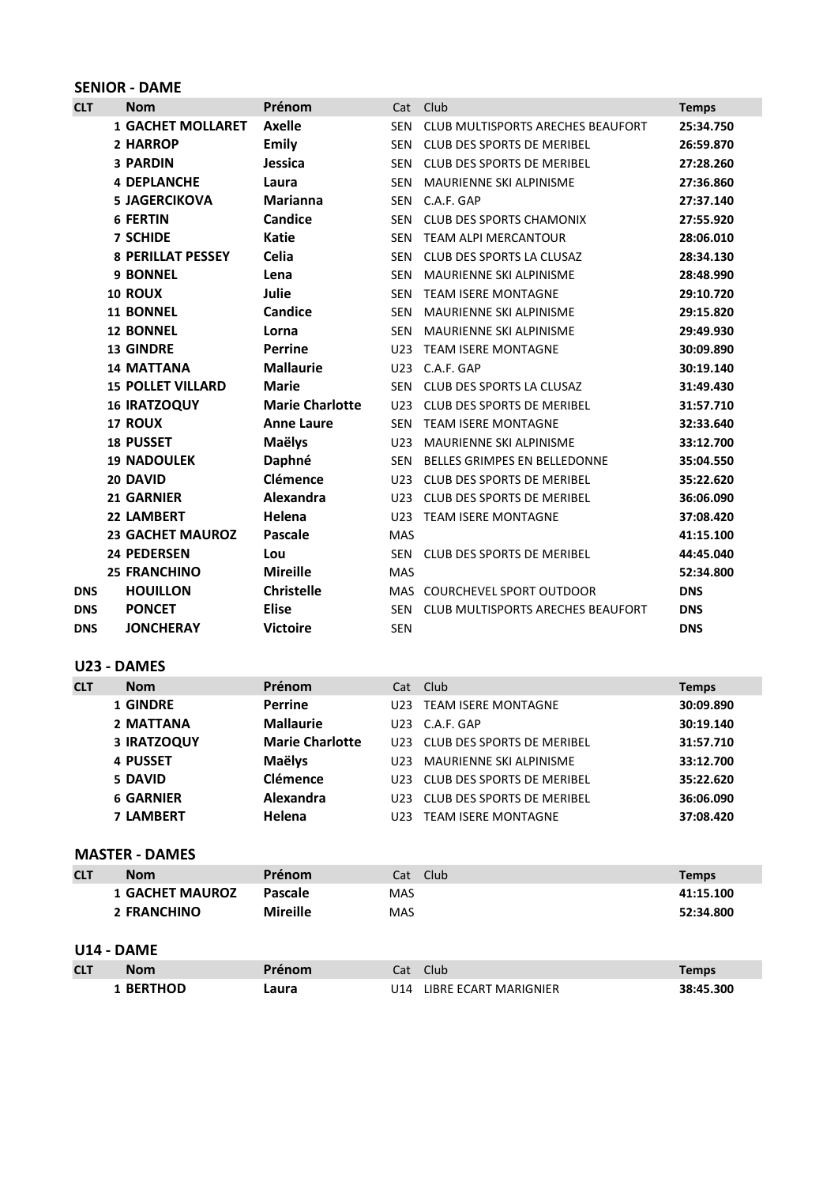## SENIOR - DAME

| CLT | Nom | Prénom | Cat | Club | Temps |
|---|---|---|---|---|---|
| 1 | GACHET MOLLARET | Axelle | SEN | CLUB MULTISPORTS ARECHES BEAUFORT | 25:34.750 |
| 2 | HARROP | Emily | SEN | CLUB DES SPORTS DE MERIBEL | 26:59.870 |
| 3 | PARDIN | Jessica | SEN | CLUB DES SPORTS DE MERIBEL | 27:28.260 |
| 4 | DEPLANCHE | Laura | SEN | MAURIENNE SKI ALPINISME | 27:36.860 |
| 5 | JAGERCIKOVA | Marianna | SEN | C.A.F. GAP | 27:37.140 |
| 6 | FERTIN | Candice | SEN | CLUB DES SPORTS CHAMONIX | 27:55.920 |
| 7 | SCHIDE | Katie | SEN | TEAM ALPI MERCANTOUR | 28:06.010 |
| 8 | PERILLAT PESSEY | Celia | SEN | CLUB DES SPORTS LA CLUSAZ | 28:34.130 |
| 9 | BONNEL | Lena | SEN | MAURIENNE SKI ALPINISME | 28:48.990 |
| 10 | ROUX | Julie | SEN | TEAM ISERE MONTAGNE | 29:10.720 |
| 11 | BONNEL | Candice | SEN | MAURIENNE SKI ALPINISME | 29:15.820 |
| 12 | BONNEL | Lorna | SEN | MAURIENNE SKI ALPINISME | 29:49.930 |
| 13 | GINDRE | Perrine | U23 | TEAM ISERE MONTAGNE | 30:09.890 |
| 14 | MATTANA | Mallaurie | U23 | C.A.F. GAP | 30:19.140 |
| 15 | POLLET VILLARD | Marie | SEN | CLUB DES SPORTS LA CLUSAZ | 31:49.430 |
| 16 | IRATZOQUY | Marie Charlotte | U23 | CLUB DES SPORTS DE MERIBEL | 31:57.710 |
| 17 | ROUX | Anne Laure | SEN | TEAM ISERE MONTAGNE | 32:33.640 |
| 18 | PUSSET | Maëlys | U23 | MAURIENNE SKI ALPINISME | 33:12.700 |
| 19 | NADOULEK | Daphné | SEN | BELLES GRIMPES EN BELLEDONNE | 35:04.550 |
| 20 | DAVID | Clémence | U23 | CLUB DES SPORTS DE MERIBEL | 35:22.620 |
| 21 | GARNIER | Alexandra | U23 | CLUB DES SPORTS DE MERIBEL | 36:06.090 |
| 22 | LAMBERT | Helena | U23 | TEAM ISERE MONTAGNE | 37:08.420 |
| 23 | GACHET MAUROZ | Pascale | MAS | | 41:15.100 |
| 24 | PEDERSEN | Lou | SEN | CLUB DES SPORTS DE MERIBEL | 44:45.040 |
| 25 | FRANCHINO | Mireille | MAS | | 52:34.800 |
| DNS | HOUILLON | Christelle | MAS | COURCHEVEL SPORT OUTDOOR | DNS |
| DNS | PONCET | Elise | SEN | CLUB MULTISPORTS ARECHES BEAUFORT | DNS |
| DNS | JONCHERAY | Victoire | SEN | | DNS |

## U23 - DAMES

| CLT | Nom | Prénom | Cat | Club | Temps |
|---|---|---|---|---|---|
| 1 | GINDRE | Perrine | U23 | TEAM ISERE MONTAGNE | 30:09.890 |
| 2 | MATTANA | Mallaurie | U23 | C.A.F. GAP | 30:19.140 |
| 3 | IRATZOQUY | Marie Charlotte | U23 | CLUB DES SPORTS DE MERIBEL | 31:57.710 |
| 4 | PUSSET | Maëlys | U23 | MAURIENNE SKI ALPINISME | 33:12.700 |
| 5 | DAVID | Clémence | U23 | CLUB DES SPORTS DE MERIBEL | 35:22.620 |
| 6 | GARNIER | Alexandra | U23 | CLUB DES SPORTS DE MERIBEL | 36:06.090 |
| 7 | LAMBERT | Helena | U23 | TEAM ISERE MONTAGNE | 37:08.420 |

## MASTER - DAMES

| CLT | Nom | Prénom | Cat | Club | Temps |
|---|---|---|---|---|---|
| 1 | GACHET MAUROZ | Pascale | MAS | | 41:15.100 |
| 2 | FRANCHINO | Mireille | MAS | | 52:34.800 |

## U14 - DAME

| CLT | Nom | Prénom | Cat | Club | Temps |
|---|---|---|---|---|---|
| 1 | BERTHOD | Laura | U14 | LIBRE ECART MARIGNIER | 38:45.300 |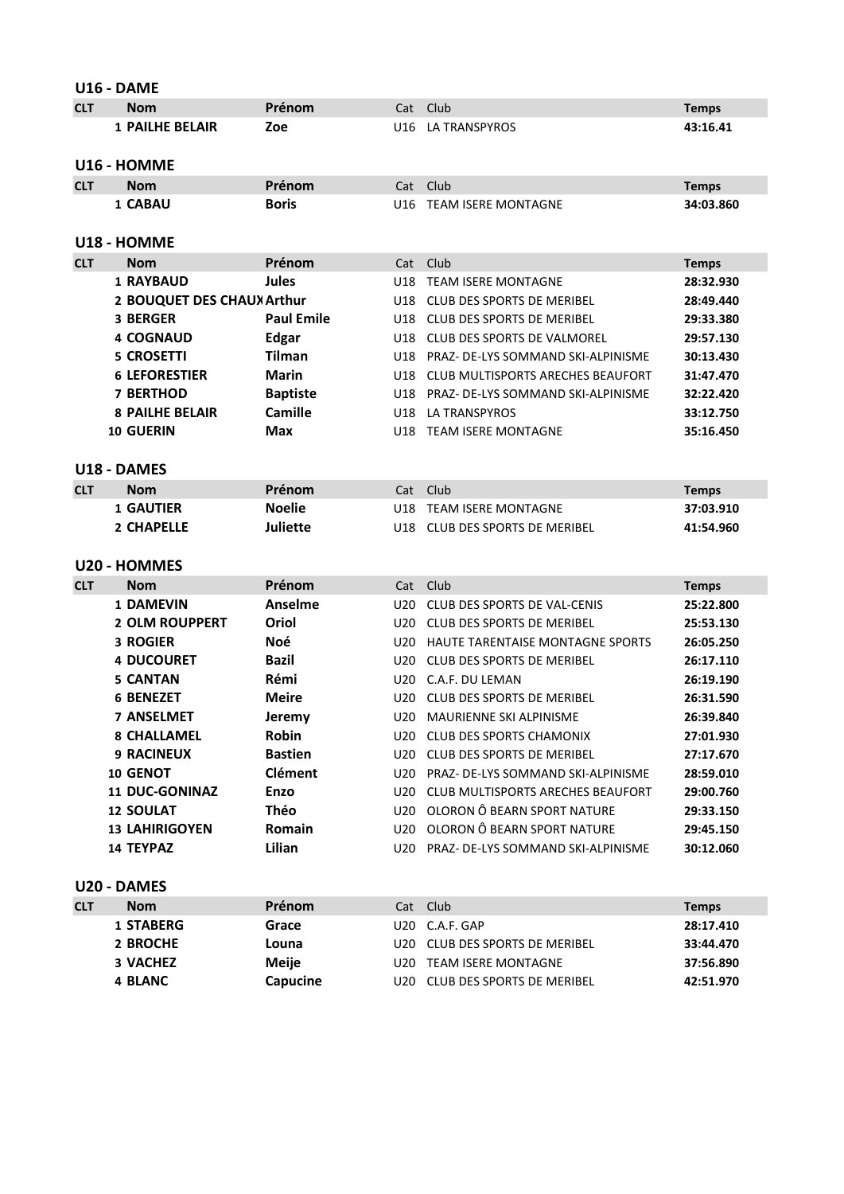## U16 - DAME

| CLT | Nom | Prénom | Cat | Club | Temps |
|---|---|---|---|---|---|
| 1 | PAILHE BELAIR | Zoe | U16 | LA TRANSPYROS | 43:16.41 |

## U16 - HOMME

| CLT | Nom | Prénom | Cat | Club | Temps |
|---|---|---|---|---|---|
| 1 | CABAU | Boris | U16 | TEAM ISERE MONTAGNE | 34:03.860 |

## U18 - HOMME

| CLT | Nom | Prénom | Cat | Club | Temps |
|---|---|---|---|---|---|
| 1 | RAYBAUD | Jules | U18 | TEAM ISERE MONTAGNE | 28:32.930 |
| 2 | BOUQUET DES CHAUX | Arthur | U18 | CLUB DES SPORTS DE MERIBEL | 28:49.440 |
| 3 | BERGER | Paul Emile | U18 | CLUB DES SPORTS DE MERIBEL | 29:33.380 |
| 4 | COGNAUD | Edgar | U18 | CLUB DES SPORTS DE VALMOREL | 29:57.130 |
| 5 | CROSETTI | Tilman | U18 | PRAZ- DE-LYS SOMMAND SKI-ALPINISME | 30:13.430 |
| 6 | LEFORESTIER | Marin | U18 | CLUB MULTISPORTS ARECHES BEAUFORT | 31:47.470 |
| 7 | BERTHOD | Baptiste | U18 | PRAZ- DE-LYS SOMMAND SKI-ALPINISME | 32:22.420 |
| 8 | PAILHE BELAIR | Camille | U18 | LA TRANSPYROS | 33:12.750 |
| 10 | GUERIN | Max | U18 | TEAM ISERE MONTAGNE | 35:16.450 |

## U18 - DAMES

| CLT | Nom | Prénom | Cat | Club | Temps |
|---|---|---|---|---|---|
| 1 | GAUTIER | Noelie | U18 | TEAM ISERE MONTAGNE | 37:03.910 |
| 2 | CHAPELLE | Juliette | U18 | CLUB DES SPORTS DE MERIBEL | 41:54.960 |

## U20 - HOMMES

| CLT | Nom | Prénom | Cat | Club | Temps |
|---|---|---|---|---|---|
| 1 | DAMEVIN | Anselme | U20 | CLUB DES SPORTS DE VAL-CENIS | 25:22.800 |
| 2 | OLM ROUPPERT | Oriol | U20 | CLUB DES SPORTS DE MERIBEL | 25:53.130 |
| 3 | ROGIER | Noé | U20 | HAUTE TARENTAISE MONTAGNE SPORTS | 26:05.250 |
| 4 | DUCOURET | Bazil | U20 | CLUB DES SPORTS DE MERIBEL | 26:17.110 |
| 5 | CANTAN | Rémi | U20 | C.A.F. DU LEMAN | 26:19.190 |
| 6 | BENEZET | Meire | U20 | CLUB DES SPORTS DE MERIBEL | 26:31.590 |
| 7 | ANSELMET | Jeremy | U20 | MAURIENNE SKI ALPINISME | 26:39.840 |
| 8 | CHALLAMEL | Robin | U20 | CLUB DES SPORTS CHAMONIX | 27:01.930 |
| 9 | RACINEUX | Bastien | U20 | CLUB DES SPORTS DE MERIBEL | 27:17.670 |
| 10 | GENOT | Clément | U20 | PRAZ- DE-LYS SOMMAND SKI-ALPINISME | 28:59.010 |
| 11 | DUC-GONINAZ | Enzo | U20 | CLUB MULTISPORTS ARECHES BEAUFORT | 29:00.760 |
| 12 | SOULAT | Théo | U20 | OLORON Ô BEARN SPORT NATURE | 29:33.150 |
| 13 | LAHIRIGOYEN | Romain | U20 | OLORON Ô BEARN SPORT NATURE | 29:45.150 |
| 14 | TEYPAZ | Lilian | U20 | PRAZ- DE-LYS SOMMAND SKI-ALPINISME | 30:12.060 |

## U20 - DAMES

| CLT | Nom | Prénom | Cat | Club | Temps |
|---|---|---|---|---|---|
| 1 | STABERG | Grace | U20 | C.A.F. GAP | 28:17.410 |
| 2 | BROCHE | Louna | U20 | CLUB DES SPORTS DE MERIBEL | 33:44.470 |
| 3 | VACHEZ | Meije | U20 | TEAM ISERE MONTAGNE | 37:56.890 |
| 4 | BLANC | Capucine | U20 | CLUB DES SPORTS DE MERIBEL | 42:51.970 |